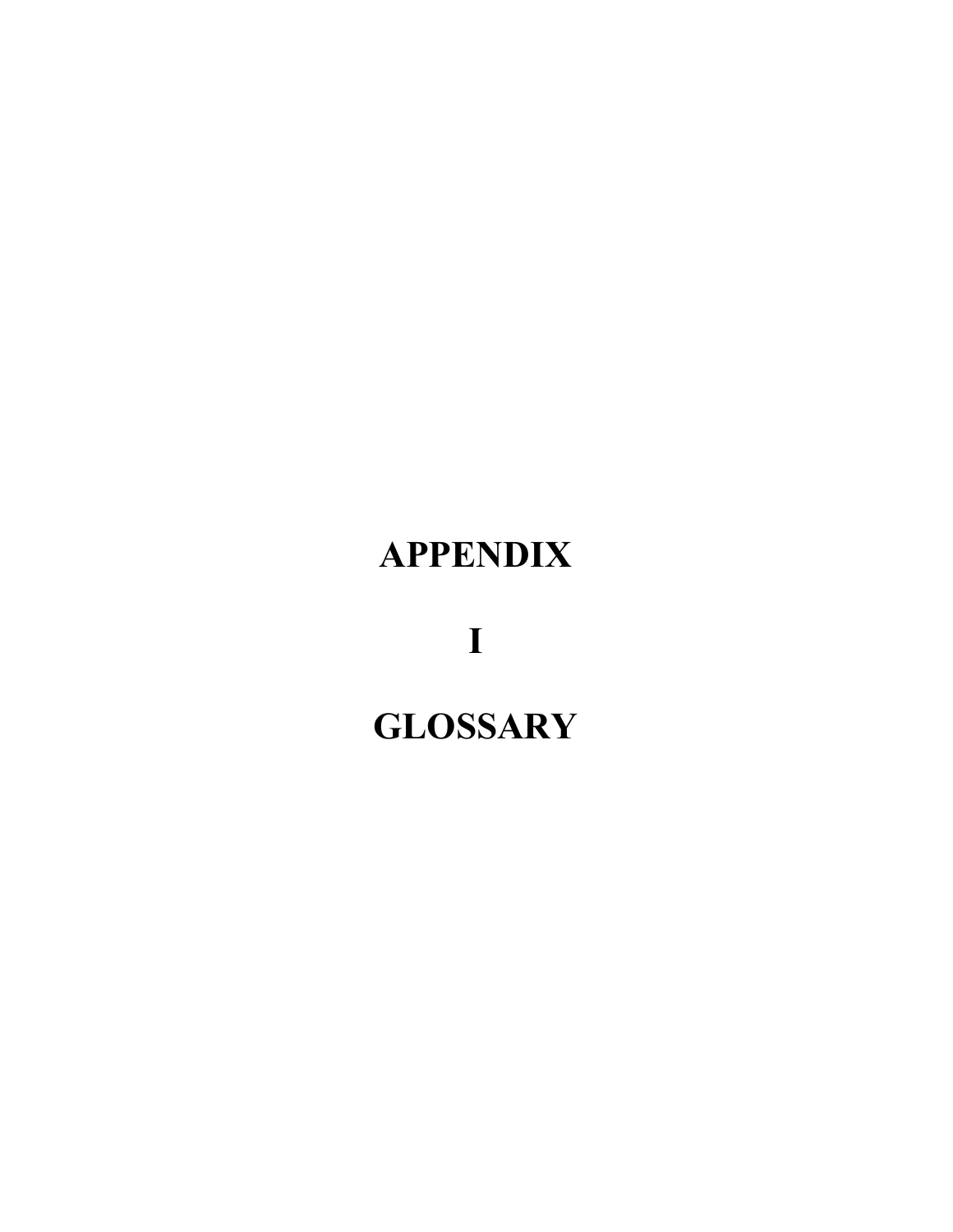# APPENDIX

# I

# GLOSSARY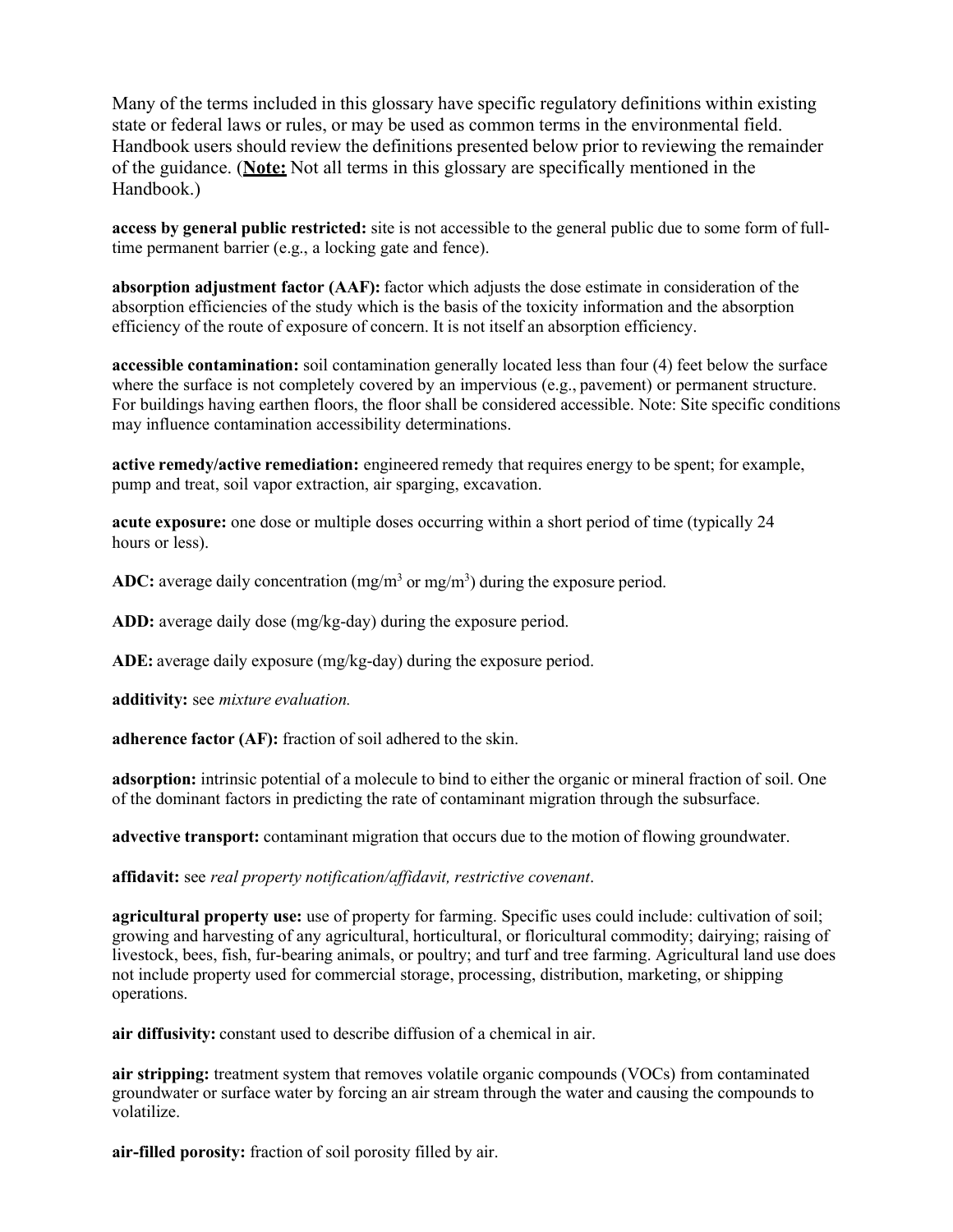Many of the terms included in this glossary have specific regulatory definitions within existing state or federal laws or rules, or may be used as common terms in the environmental field. Handbook users should review the definitions presented below prior to reviewing the remainder of the guidance. (**Note:** Not all terms in this glossary are specifically mentioned in the Handbook.)

**access by general public restricted:** site is not accessible to the general public due to some form of full-time permanent barrier (e.g., a locking gate and fence).

**absorption adjustment factor (AAF):** factor which adjusts the dose estimate in consideration of the absorption efficiencies of the study which is the basis of the toxicity information and the absorption efficiency of the route of exposure of concern. It is not itself an absorption efficiency.

**accessible contamination:** soil contamination generally located less than four (4) feet below the surface where the surface is not completely covered by an impervious (e.g., pavement) or permanent structure. For buildings having earthen floors, the floor shall be considered accessible. Note: Site specific conditions may influence contamination accessibility determinations.

**active remedy/active remediation:** engineered remedy that requires energy to be spent; for example, pump and treat, soil vapor extraction, air sparging, excavation.

**acute exposure:** one dose or multiple doses occurring within a short period of time (typically 24 hours or less).

**ADC:** average daily concentration ($mg/m^3$ or $mg/m^3$) during the exposure period.

**ADD:** average daily dose (mg/kg-day) during the exposure period.

**ADE:** average daily exposure (mg/kg-day) during the exposure period.

**additivity:** see *mixture evaluation.*

**adherence factor (AF):** fraction of soil adhered to the skin.

**adsorption:** intrinsic potential of a molecule to bind to either the organic or mineral fraction of soil. One of the dominant factors in predicting the rate of contaminant migration through the subsurface.

**advective transport:** contaminant migration that occurs due to the motion of flowing groundwater.

**affidavit:** see *real property notification/affidavit, restrictive covenant*.

**agricultural property use:** use of property for farming. Specific uses could include: cultivation of soil; growing and harvesting of any agricultural, horticultural, or floricultural commodity; dairying; raising of livestock, bees, fish, fur-bearing animals, or poultry; and turf and tree farming. Agricultural land use does not include property used for commercial storage, processing, distribution, marketing, or shipping operations.

**air diffusivity:** constant used to describe diffusion of a chemical in air.

**air stripping:** treatment system that removes volatile organic compounds (VOCs) from contaminated groundwater or surface water by forcing an air stream through the water and causing the compounds to volatilize.

**air-filled porosity:** fraction of soil porosity filled by air.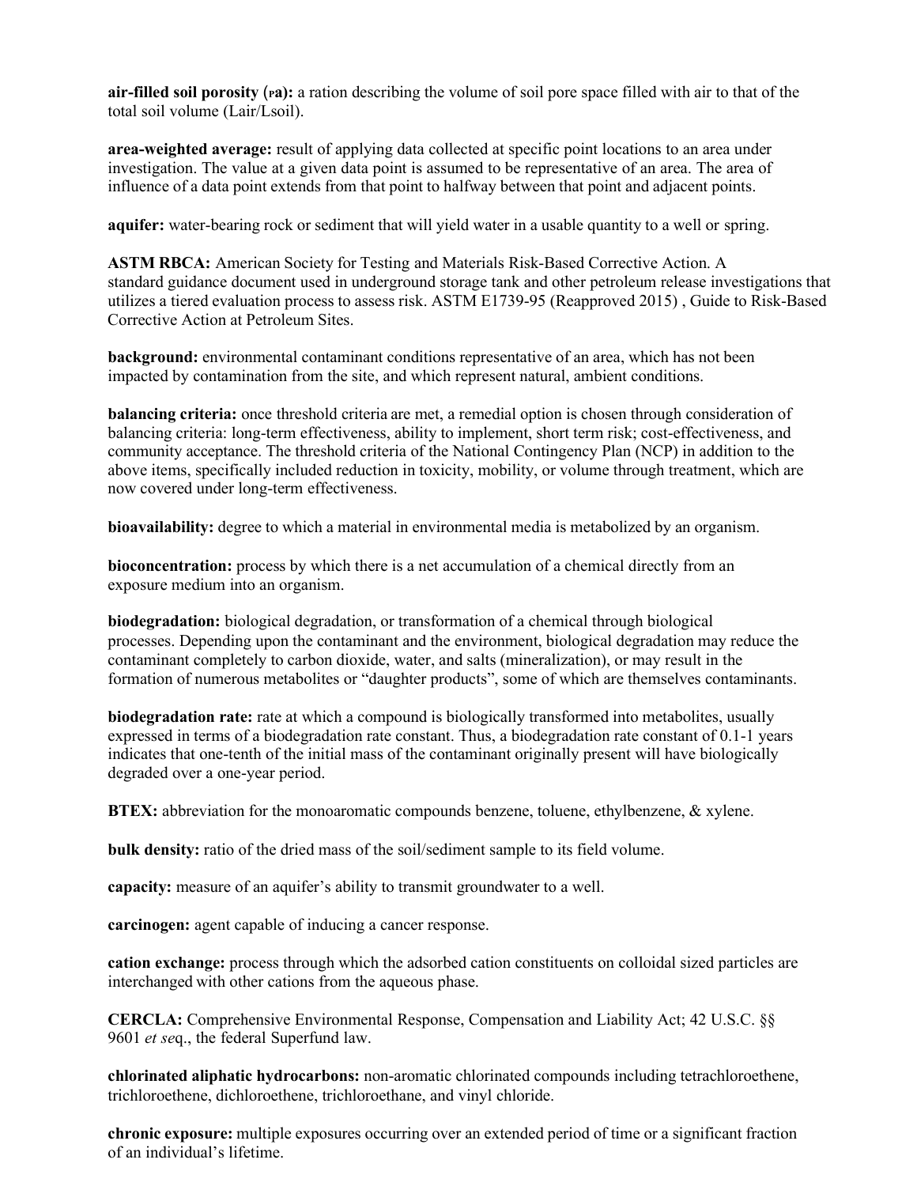**air-filled soil porosity ($\rho a$):** a ration describing the volume of soil pore space filled with air to that of the total soil volume (Lair/Lsoil).

**area-weighted average:** result of applying data collected at specific point locations to an area under investigation. The value at a given data point is assumed to be representative of an area. The area of influence of a data point extends from that point to halfway between that point and adjacent points.

**aquifer:** water-bearing rock or sediment that will yield water in a usable quantity to a well or spring.

**ASTM RBCA:** American Society for Testing and Materials Risk-Based Corrective Action. A standard guidance document used in underground storage tank and other petroleum release investigations that utilizes a tiered evaluation process to assess risk. ASTM E1739-95 (Reapproved 2015) , Guide to Risk-Based Corrective Action at Petroleum Sites.

**background:** environmental contaminant conditions representative of an area, which has not been impacted by contamination from the site, and which represent natural, ambient conditions.

**balancing criteria:** once threshold criteria are met, a remedial option is chosen through consideration of balancing criteria: long-term effectiveness, ability to implement, short term risk; cost-effectiveness, and community acceptance. The threshold criteria of the National Contingency Plan (NCP) in addition to the above items, specifically included reduction in toxicity, mobility, or volume through treatment, which are now covered under long-term effectiveness.

**bioavailability:** degree to which a material in environmental media is metabolized by an organism.

**bioconcentration:** process by which there is a net accumulation of a chemical directly from an exposure medium into an organism.

**biodegradation:** biological degradation, or transformation of a chemical through biological processes. Depending upon the contaminant and the environment, biological degradation may reduce the contaminant completely to carbon dioxide, water, and salts (mineralization), or may result in the formation of numerous metabolites or "daughter products", some of which are themselves contaminants.

**biodegradation rate:** rate at which a compound is biologically transformed into metabolites, usually expressed in terms of a biodegradation rate constant. Thus, a biodegradation rate constant of 0.1-1 years indicates that one-tenth of the initial mass of the contaminant originally present will have biologically degraded over a one-year period.

**BTEX:** abbreviation for the monoaromatic compounds benzene, toluene, ethylbenzene, & xylene.

**bulk density:** ratio of the dried mass of the soil/sediment sample to its field volume.

**capacity:** measure of an aquifer's ability to transmit groundwater to a well.

**carcinogen:** agent capable of inducing a cancer response.

**cation exchange:** process through which the adsorbed cation constituents on colloidal sized particles are interchanged with other cations from the aqueous phase.

**CERCLA:** Comprehensive Environmental Response, Compensation and Liability Act; 42 U.S.C. §§ 9601 *et seq*., the federal Superfund law.

**chlorinated aliphatic hydrocarbons:** non-aromatic chlorinated compounds including tetrachloroethene, trichloroethene, dichloroethene, trichloroethane, and vinyl chloride.

**chronic exposure:** multiple exposures occurring over an extended period of time or a significant fraction of an individual's lifetime.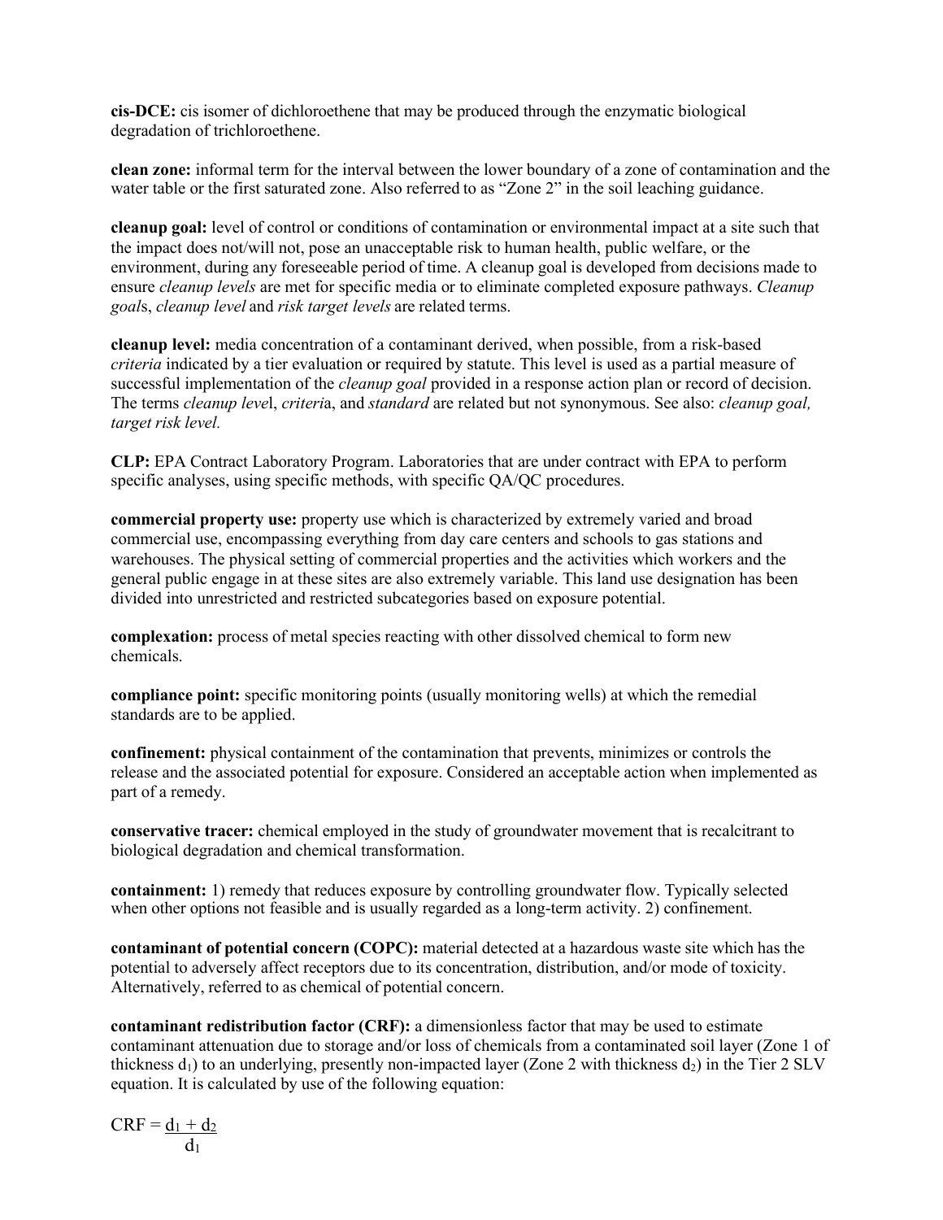**cis-DCE:** cis isomer of dichloroethene that may be produced through the enzymatic biological degradation of trichloroethene.

**clean zone:** informal term for the interval between the lower boundary of a zone of contamination and the water table or the first saturated zone. Also referred to as "Zone 2" in the soil leaching guidance.

**cleanup goal:** level of control or conditions of contamination or environmental impact at a site such that the impact does not/will not, pose an unacceptable risk to human health, public welfare, or the environment, during any foreseeable period of time. A cleanup goal is developed from decisions made to ensure *cleanup levels* are met for specific media or to eliminate completed exposure pathways. *Cleanup goal*s, *cleanup level* and *risk target levels* are related terms.

**cleanup level:** media concentration of a contaminant derived, when possible, from a risk-based *criteria* indicated by a tier evaluation or required by statute. This level is used as a partial measure of successful implementation of the *cleanup goal* provided in a response action plan or record of decision. The terms *cleanup leve*l, *criteri*a, and *standard* are related but not synonymous. See also: *cleanup goal, target risk level.*

**CLP:** EPA Contract Laboratory Program. Laboratories that are under contract with EPA to perform specific analyses, using specific methods, with specific QA/QC procedures.

**commercial property use:** property use which is characterized by extremely varied and broad commercial use, encompassing everything from day care centers and schools to gas stations and warehouses. The physical setting of commercial properties and the activities which workers and the general public engage in at these sites are also extremely variable. This land use designation has been divided into unrestricted and restricted subcategories based on exposure potential.

**complexation:** process of metal species reacting with other dissolved chemical to form new chemicals.

**compliance point:** specific monitoring points (usually monitoring wells) at which the remedial standards are to be applied.

**confinement:** physical containment of the contamination that prevents, minimizes or controls the release and the associated potential for exposure. Considered an acceptable action when implemented as part of a remedy.

**conservative tracer:** chemical employed in the study of groundwater movement that is recalcitrant to biological degradation and chemical transformation.

**containment:** 1) remedy that reduces exposure by controlling groundwater flow. Typically selected when other options not feasible and is usually regarded as a long-term activity. 2) confinement.

**contaminant of potential concern (COPC):** material detected at a hazardous waste site which has the potential to adversely affect receptors due to its concentration, distribution, and/or mode of toxicity. Alternatively, referred to as chemical of potential concern.

**contaminant redistribution factor (CRF):** a dimensionless factor that may be used to estimate contaminant attenuation due to storage and/or loss of chemicals from a contaminated soil layer (Zone 1 of thickness $d_1$) to an underlying, presently non-impacted layer (Zone 2 with thickness $d_2$) in the Tier 2 SLV equation. It is calculated by use of the following equation:

$$CRF = \frac{d_1 + d_2}{d_1}$$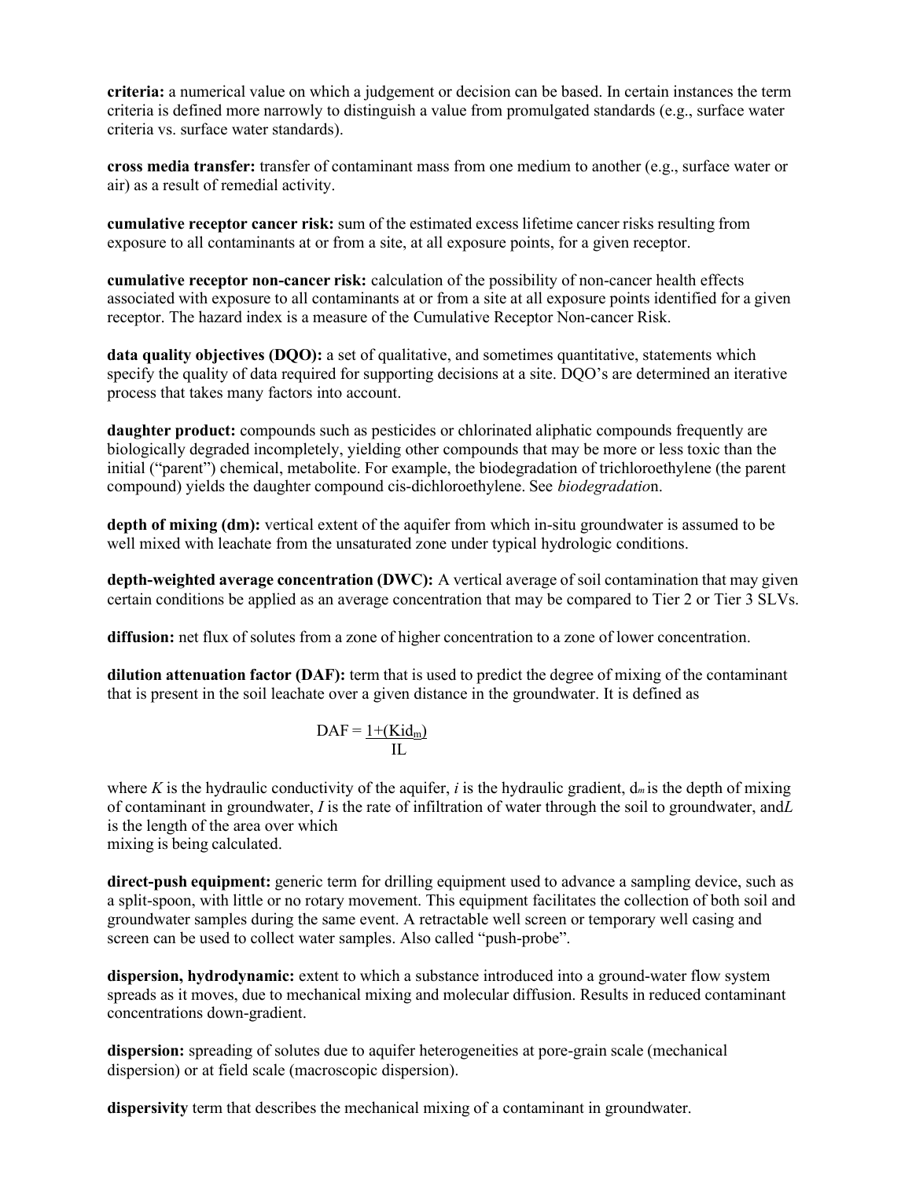**criteria:** a numerical value on which a judgement or decision can be based. In certain instances the term criteria is defined more narrowly to distinguish a value from promulgated standards (e.g., surface water criteria vs. surface water standards).

**cross media transfer:** transfer of contaminant mass from one medium to another (e.g., surface water or air) as a result of remedial activity.

**cumulative receptor cancer risk:** sum of the estimated excess lifetime cancer risks resulting from exposure to all contaminants at or from a site, at all exposure points, for a given receptor.

**cumulative receptor non-cancer risk:** calculation of the possibility of non-cancer health effects associated with exposure to all contaminants at or from a site at all exposure points identified for a given receptor. The hazard index is a measure of the Cumulative Receptor Non-cancer Risk.

**data quality objectives (DQO):** a set of qualitative, and sometimes quantitative, statements which specify the quality of data required for supporting decisions at a site. DQO's are determined an iterative process that takes many factors into account.

**daughter product:** compounds such as pesticides or chlorinated aliphatic compounds frequently are biologically degraded incompletely, yielding other compounds that may be more or less toxic than the initial ("parent") chemical, metabolite. For example, the biodegradation of trichloroethylene (the parent compound) yields the daughter compound cis-dichloroethylene. See *biodegradatio*n.

**depth of mixing (dm):** vertical extent of the aquifer from which in-situ groundwater is assumed to be well mixed with leachate from the unsaturated zone under typical hydrologic conditions.

**depth-weighted average concentration (DWC):** A vertical average of soil contamination that may given certain conditions be applied as an average concentration that may be compared to Tier 2 or Tier 3 SLVs.

**diffusion:** net flux of solutes from a zone of higher concentration to a zone of lower concentration.

**dilution attenuation factor (DAF):** term that is used to predict the degree of mixing of the contaminant that is present in the soil leachate over a given distance in the groundwater. It is defined as

$$DAF = \frac{1+(Kid_m)}{IL}$$

where *K* is the hydraulic conductivity of the aquifer, *i* is the hydraulic gradient, $d_m$ is the depth of mixing of contaminant in groundwater, *I* is the rate of infiltration of water through the soil to groundwater, and *L* is the length of the area over which mixing is being calculated.

**direct-push equipment:** generic term for drilling equipment used to advance a sampling device, such as a split-spoon, with little or no rotary movement. This equipment facilitates the collection of both soil and groundwater samples during the same event. A retractable well screen or temporary well casing and screen can be used to collect water samples. Also called "push-probe".

**dispersion, hydrodynamic:** extent to which a substance introduced into a ground-water flow system spreads as it moves, due to mechanical mixing and molecular diffusion. Results in reduced contaminant concentrations down-gradient.

**dispersion:** spreading of solutes due to aquifer heterogeneities at pore-grain scale (mechanical dispersion) or at field scale (macroscopic dispersion).

**dispersivity** term that describes the mechanical mixing of a contaminant in groundwater.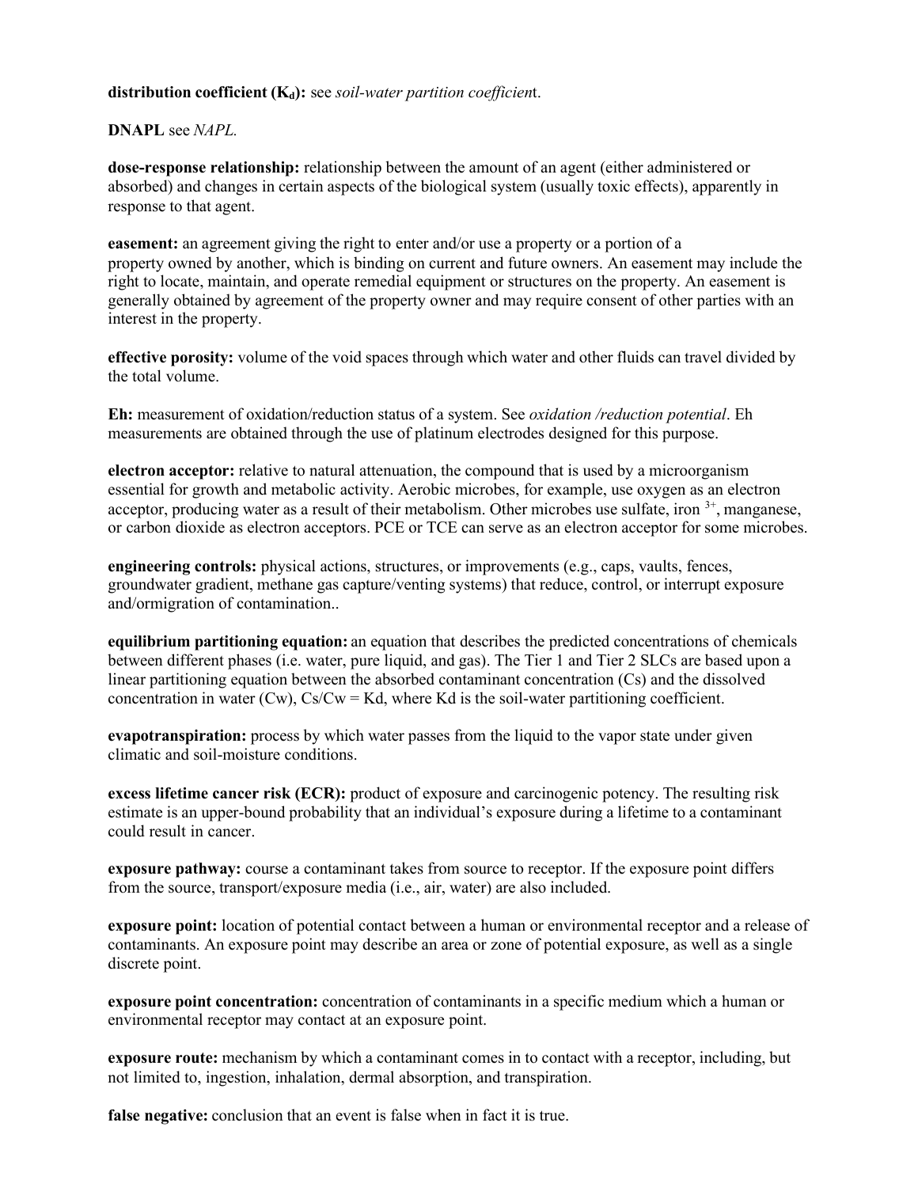**distribution coefficient ($K_d$):** see *soil-water partition coefficient*.

**DNAPL** see *NAPL.*

**dose-response relationship:** relationship between the amount of an agent (either administered or absorbed) and changes in certain aspects of the biological system (usually toxic effects), apparently in response to that agent.

**easement:** an agreement giving the right to enter and/or use a property or a portion of a property owned by another, which is binding on current and future owners. An easement may include the right to locate, maintain, and operate remedial equipment or structures on the property. An easement is generally obtained by agreement of the property owner and may require consent of other parties with an interest in the property.

**effective porosity:** volume of the void spaces through which water and other fluids can travel divided by the total volume.

**Eh:** measurement of oxidation/reduction status of a system. See *oxidation /reduction potential*. Eh measurements are obtained through the use of platinum electrodes designed for this purpose.

**electron acceptor:** relative to natural attenuation, the compound that is used by a microorganism essential for growth and metabolic activity. Aerobic microbes, for example, use oxygen as an electron acceptor, producing water as a result of their metabolism. Other microbes use sulfate, iron $^{3+}$, manganese, or carbon dioxide as electron acceptors. PCE or TCE can serve as an electron acceptor for some microbes.

**engineering controls:** physical actions, structures, or improvements (e.g., caps, vaults, fences, groundwater gradient, methane gas capture/venting systems) that reduce, control, or interrupt exposure and/ormigration of contamination..

**equilibrium partitioning equation:** an equation that describes the predicted concentrations of chemicals between different phases (i.e. water, pure liquid, and gas). The Tier 1 and Tier 2 SLCs are based upon a linear partitioning equation between the absorbed contaminant concentration (Cs) and the dissolved concentration in water (Cw), Cs/Cw = Kd, where Kd is the soil-water partitioning coefficient.

**evapotranspiration:** process by which water passes from the liquid to the vapor state under given climatic and soil-moisture conditions.

**excess lifetime cancer risk (ECR):** product of exposure and carcinogenic potency. The resulting risk estimate is an upper-bound probability that an individual's exposure during a lifetime to a contaminant could result in cancer.

**exposure pathway:** course a contaminant takes from source to receptor. If the exposure point differs from the source, transport/exposure media (i.e., air, water) are also included.

**exposure point:** location of potential contact between a human or environmental receptor and a release of contaminants. An exposure point may describe an area or zone of potential exposure, as well as a single discrete point.

**exposure point concentration:** concentration of contaminants in a specific medium which a human or environmental receptor may contact at an exposure point.

**exposure route:** mechanism by which a contaminant comes in to contact with a receptor, including, but not limited to, ingestion, inhalation, dermal absorption, and transpiration.

**false negative:** conclusion that an event is false when in fact it is true.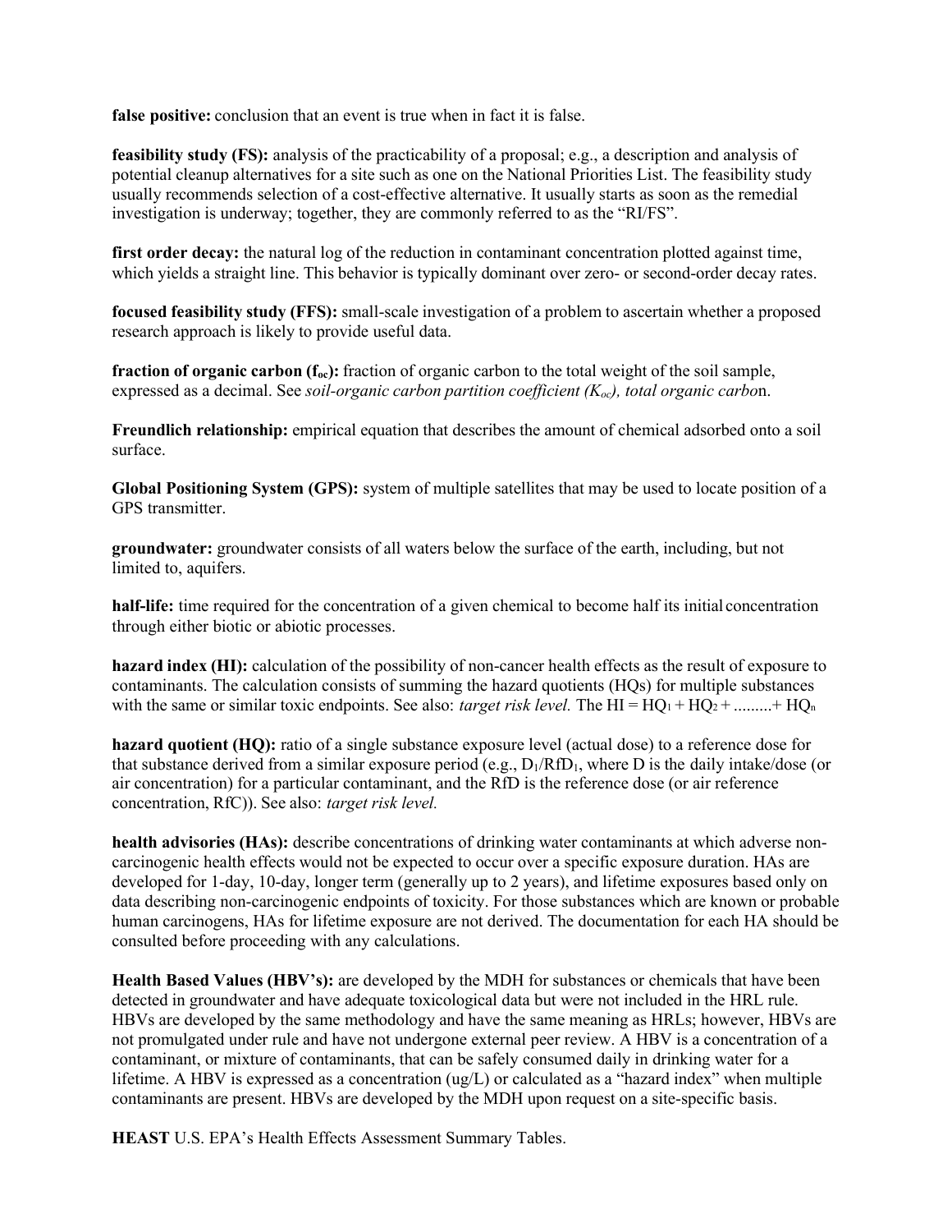**false positive:** conclusion that an event is true when in fact it is false.

**feasibility study (FS):** analysis of the practicability of a proposal; e.g., a description and analysis of potential cleanup alternatives for a site such as one on the National Priorities List. The feasibility study usually recommends selection of a cost-effective alternative. It usually starts as soon as the remedial investigation is underway; together, they are commonly referred to as the "RI/FS".

**first order decay:** the natural log of the reduction in contaminant concentration plotted against time, which yields a straight line. This behavior is typically dominant over zero- or second-order decay rates.

**focused feasibility study (FFS):** small-scale investigation of a problem to ascertain whether a proposed research approach is likely to provide useful data.

**fraction of organic carbon ($f_{oc}$):** fraction of organic carbon to the total weight of the soil sample, expressed as a decimal. See *soil-organic carbon partition coefficient ($K_{oc}$), total organic carbo*n.

**Freundlich relationship:** empirical equation that describes the amount of chemical adsorbed onto a soil surface.

**Global Positioning System (GPS):** system of multiple satellites that may be used to locate position of a GPS transmitter.

**groundwater:** groundwater consists of all waters below the surface of the earth, including, but not limited to, aquifers.

**half-life:** time required for the concentration of a given chemical to become half its initial concentration through either biotic or abiotic processes.

**hazard index (HI):** calculation of the possibility of non-cancer health effects as the result of exposure to contaminants. The calculation consists of summing the hazard quotients (HQs) for multiple substances with the same or similar toxic endpoints. See also: *target risk level.* The $HI = HQ_1 + HQ_2 + \ldots\ldots\ldots + HQ_n$

**hazard quotient (HQ):** ratio of a single substance exposure level (actual dose) to a reference dose for that substance derived from a similar exposure period (e.g., $D_1/RfD_1$, where D is the daily intake/dose (or air concentration) for a particular contaminant, and the RfD is the reference dose (or air reference concentration, RfC)). See also: *target risk level.*

**health advisories (HAs):** describe concentrations of drinking water contaminants at which adverse non-carcinogenic health effects would not be expected to occur over a specific exposure duration. HAs are developed for 1-day, 10-day, longer term (generally up to 2 years), and lifetime exposures based only on data describing non-carcinogenic endpoints of toxicity. For those substances which are known or probable human carcinogens, HAs for lifetime exposure are not derived. The documentation for each HA should be consulted before proceeding with any calculations.

**Health Based Values (HBV's):** are developed by the MDH for substances or chemicals that have been detected in groundwater and have adequate toxicological data but were not included in the HRL rule. HBVs are developed by the same methodology and have the same meaning as HRLs; however, HBVs are not promulgated under rule and have not undergone external peer review. A HBV is a concentration of a contaminant, or mixture of contaminants, that can be safely consumed daily in drinking water for a lifetime. A HBV is expressed as a concentration (ug/L) or calculated as a "hazard index" when multiple contaminants are present. HBVs are developed by the MDH upon request on a site-specific basis.

**HEAST** U.S. EPA's Health Effects Assessment Summary Tables.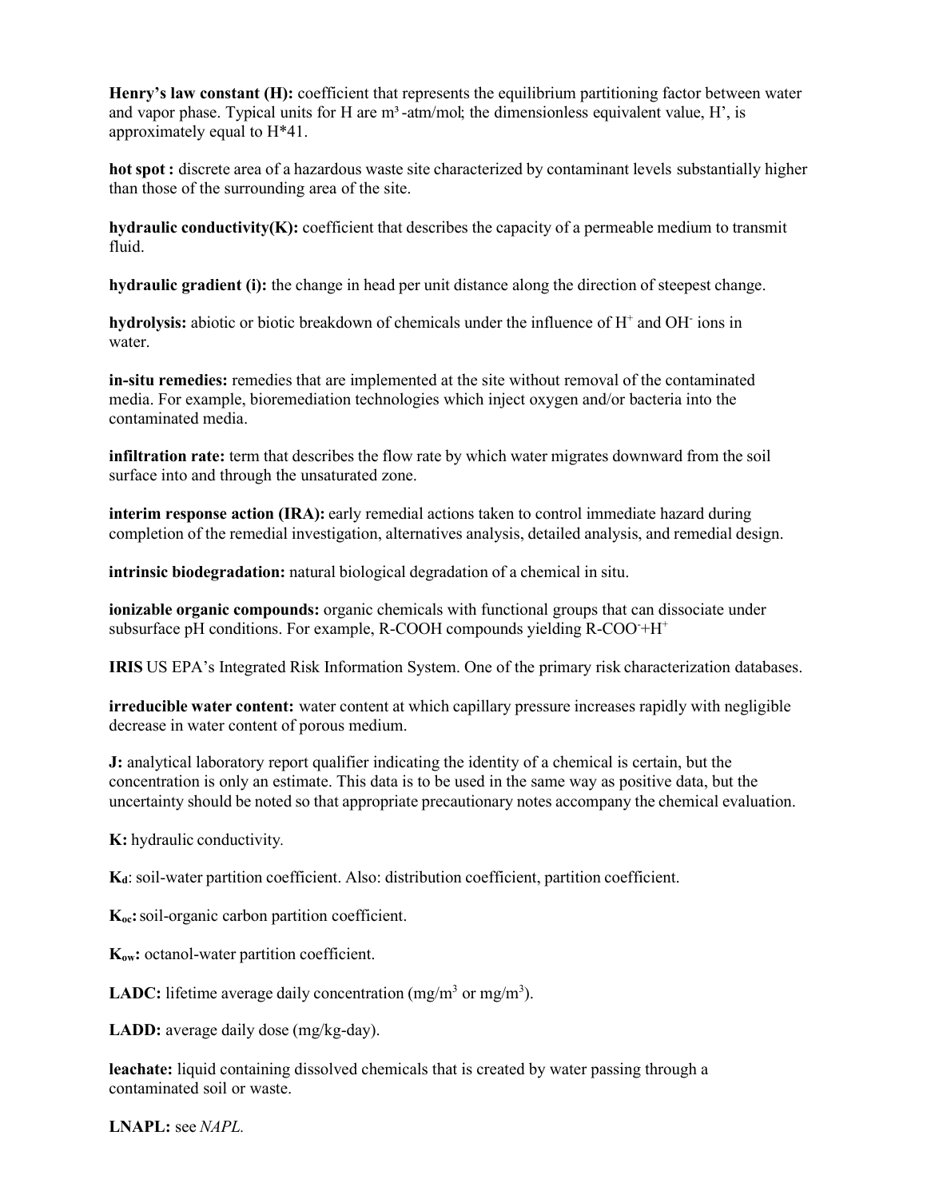**Henry's law constant (H):** coefficient that represents the equilibrium partitioning factor between water and vapor phase. Typical units for H are $m^3$-atm/mol; the dimensionless equivalent value, H', is approximately equal to H*41.

**hot spot :** discrete area of a hazardous waste site characterized by contaminant levels substantially higher than those of the surrounding area of the site.

**hydraulic conductivity(K):** coefficient that describes the capacity of a permeable medium to transmit fluid.

**hydraulic gradient (i):** the change in head per unit distance along the direction of steepest change.

**hydrolysis:** abiotic or biotic breakdown of chemicals under the influence of $H^+$ and $OH^-$ ions in water.

**in-situ remedies:** remedies that are implemented at the site without removal of the contaminated media. For example, bioremediation technologies which inject oxygen and/or bacteria into the contaminated media.

**infiltration rate:** term that describes the flow rate by which water migrates downward from the soil surface into and through the unsaturated zone.

**interim response action (IRA):** early remedial actions taken to control immediate hazard during completion of the remedial investigation, alternatives analysis, detailed analysis, and remedial design.

**intrinsic biodegradation:** natural biological degradation of a chemical in situ.

**ionizable organic compounds:** organic chemicals with functional groups that can dissociate under subsurface pH conditions. For example, R-COOH compounds yielding $R\text{-}COO^- + H^+$

**IRIS** US EPA's Integrated Risk Information System. One of the primary risk characterization databases.

**irreducible water content:** water content at which capillary pressure increases rapidly with negligible decrease in water content of porous medium.

**J:** analytical laboratory report qualifier indicating the identity of a chemical is certain, but the concentration is only an estimate. This data is to be used in the same way as positive data, but the uncertainty should be noted so that appropriate precautionary notes accompany the chemical evaluation.

**K:** hydraulic conductivity.

**$K_d$**: soil-water partition coefficient. Also: distribution coefficient, partition coefficient.

**$K_{oc}$:** soil-organic carbon partition coefficient.

**$K_{ow}$:** octanol-water partition coefficient.

**LADC:** lifetime average daily concentration ($mg/m^3$ or $mg/m^3$).

**LADD:** average daily dose (mg/kg-day).

**leachate:** liquid containing dissolved chemicals that is created by water passing through a contaminated soil or waste.

**LNAPL:** see *NAPL.*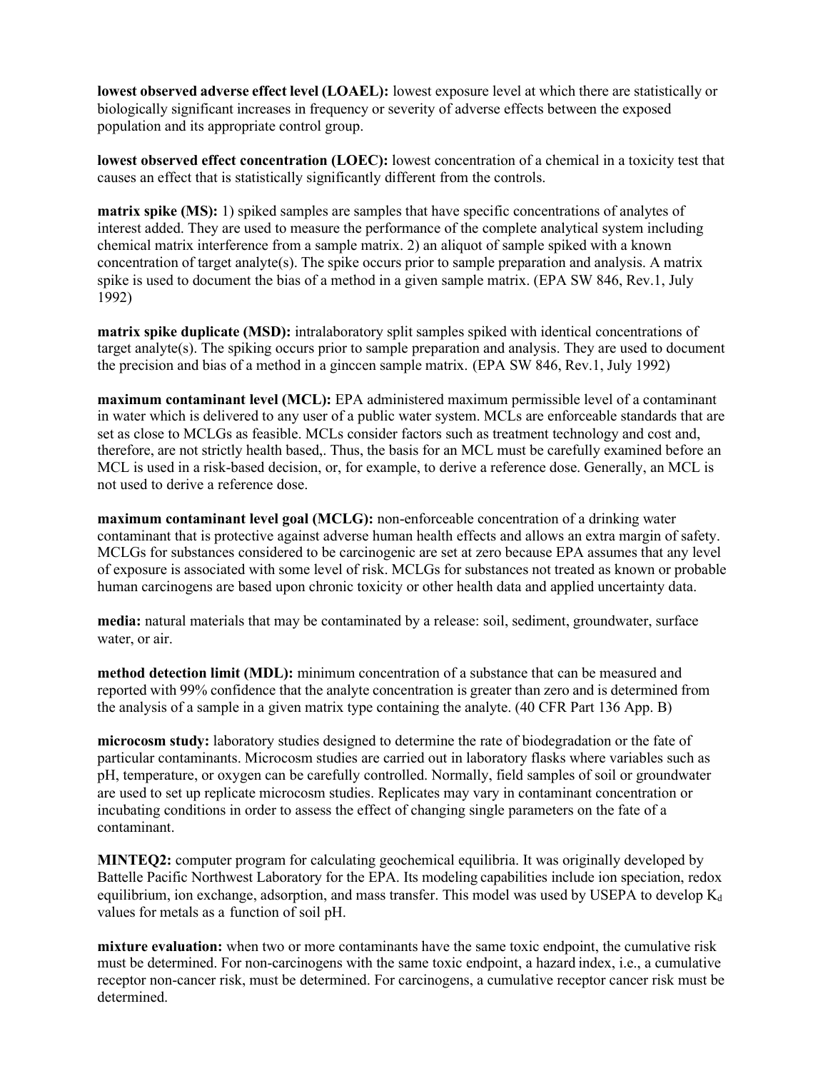**lowest observed adverse effect level (LOAEL):** lowest exposure level at which there are statistically or biologically significant increases in frequency or severity of adverse effects between the exposed population and its appropriate control group.

**lowest observed effect concentration (LOEC):** lowest concentration of a chemical in a toxicity test that causes an effect that is statistically significantly different from the controls.

**matrix spike (MS):** 1) spiked samples are samples that have specific concentrations of analytes of interest added. They are used to measure the performance of the complete analytical system including chemical matrix interference from a sample matrix. 2) an aliquot of sample spiked with a known concentration of target analyte(s). The spike occurs prior to sample preparation and analysis. A matrix spike is used to document the bias of a method in a given sample matrix. (EPA SW 846, Rev.1, July 1992)

**matrix spike duplicate (MSD):** intralaboratory split samples spiked with identical concentrations of target analyte(s). The spiking occurs prior to sample preparation and analysis. They are used to document the precision and bias of a method in a ginccen sample matrix. (EPA SW 846, Rev.1, July 1992)

**maximum contaminant level (MCL):** EPA administered maximum permissible level of a contaminant in water which is delivered to any user of a public water system. MCLs are enforceable standards that are set as close to MCLGs as feasible. MCLs consider factors such as treatment technology and cost and, therefore, are not strictly health based,. Thus, the basis for an MCL must be carefully examined before an MCL is used in a risk-based decision, or, for example, to derive a reference dose. Generally, an MCL is not used to derive a reference dose.

**maximum contaminant level goal (MCLG):** non-enforceable concentration of a drinking water contaminant that is protective against adverse human health effects and allows an extra margin of safety. MCLGs for substances considered to be carcinogenic are set at zero because EPA assumes that any level of exposure is associated with some level of risk. MCLGs for substances not treated as known or probable human carcinogens are based upon chronic toxicity or other health data and applied uncertainty data.

**media:** natural materials that may be contaminated by a release: soil, sediment, groundwater, surface water, or air.

**method detection limit (MDL):** minimum concentration of a substance that can be measured and reported with 99% confidence that the analyte concentration is greater than zero and is determined from the analysis of a sample in a given matrix type containing the analyte. (40 CFR Part 136 App. B)

**microcosm study:** laboratory studies designed to determine the rate of biodegradation or the fate of particular contaminants. Microcosm studies are carried out in laboratory flasks where variables such as pH, temperature, or oxygen can be carefully controlled. Normally, field samples of soil or groundwater are used to set up replicate microcosm studies. Replicates may vary in contaminant concentration or incubating conditions in order to assess the effect of changing single parameters on the fate of a contaminant.

**MINTEQ2:** computer program for calculating geochemical equilibria. It was originally developed by Battelle Pacific Northwest Laboratory for the EPA. Its modeling capabilities include ion speciation, redox equilibrium, ion exchange, adsorption, and mass transfer. This model was used by USEPA to develop $K_d$ values for metals as a function of soil pH.

**mixture evaluation:** when two or more contaminants have the same toxic endpoint, the cumulative risk must be determined. For non-carcinogens with the same toxic endpoint, a hazard index, i.e., a cumulative receptor non-cancer risk, must be determined. For carcinogens, a cumulative receptor cancer risk must be determined.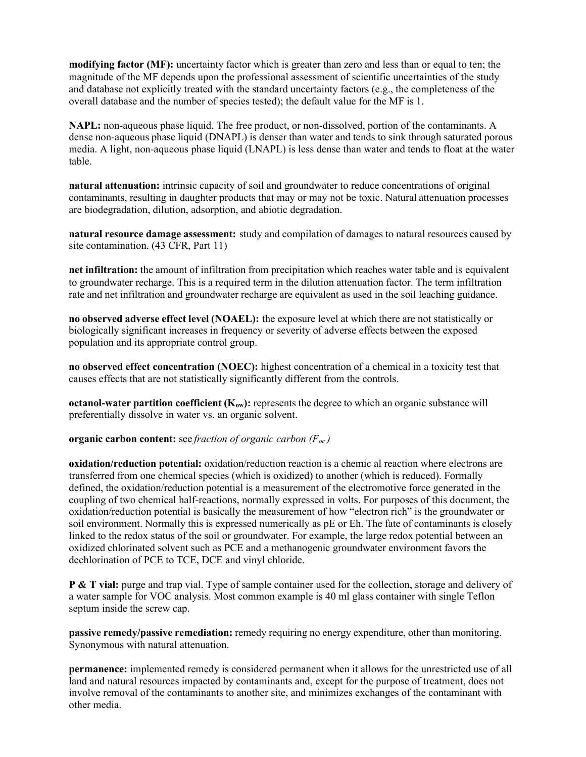**modifying factor (MF):** uncertainty factor which is greater than zero and less than or equal to ten; the magnitude of the MF depends upon the professional assessment of scientific uncertainties of the study and database not explicitly treated with the standard uncertainty factors (e.g., the completeness of the overall database and the number of species tested); the default value for the MF is 1.

**NAPL:** non-aqueous phase liquid. The free product, or non-dissolved, portion of the contaminants. A dense non-aqueous phase liquid (DNAPL) is denser than water and tends to sink through saturated porous media. A light, non-aqueous phase liquid (LNAPL) is less dense than water and tends to float at the water table.

**natural attenuation:** intrinsic capacity of soil and groundwater to reduce concentrations of original contaminants, resulting in daughter products that may or may not be toxic. Natural attenuation processes are biodegradation, dilution, adsorption, and abiotic degradation.

**natural resource damage assessment:** study and compilation of damages to natural resources caused by site contamination. (43 CFR, Part 11)

**net infiltration:** the amount of infiltration from precipitation which reaches water table and is equivalent to groundwater recharge. This is a required term in the dilution attenuation factor. The term infiltration rate and net infiltration and groundwater recharge are equivalent as used in the soil leaching guidance.

**no observed adverse effect level (NOAEL):** the exposure level at which there are not statistically or biologically significant increases in frequency or severity of adverse effects between the exposed population and its appropriate control group.

**no observed effect concentration (NOEC):** highest concentration of a chemical in a toxicity test that causes effects that are not statistically significantly different from the controls.

**octanol-water partition coefficient ($K_{ow}$):** represents the degree to which an organic substance will preferentially dissolve in water vs. an organic solvent.

**organic carbon content:** see *fraction of organic carbon ($F_{oc}$)*

**oxidation/reduction potential:** oxidation/reduction reaction is a chemic al reaction where electrons are transferred from one chemical species (which is oxidized) to another (which is reduced). Formally defined, the oxidation/reduction potential is a measurement of the electromotive force generated in the coupling of two chemical half-reactions, normally expressed in volts. For purposes of this document, the oxidation/reduction potential is basically the measurement of how "electron rich" is the groundwater or soil environment. Normally this is expressed numerically as pE or Eh. The fate of contaminants is closely linked to the redox status of the soil or groundwater. For example, the large redox potential between an oxidized chlorinated solvent such as PCE and a methanogenic groundwater environment favors the dechlorination of PCE to TCE, DCE and vinyl chloride.

**P & T vial:** purge and trap vial. Type of sample container used for the collection, storage and delivery of a water sample for VOC analysis. Most common example is 40 ml glass container with single Teflon septum inside the screw cap.

**passive remedy/passive remediation:** remedy requiring no energy expenditure, other than monitoring. Synonymous with natural attenuation.

**permanence:** implemented remedy is considered permanent when it allows for the unrestricted use of all land and natural resources impacted by contaminants and, except for the purpose of treatment, does not involve removal of the contaminants to another site, and minimizes exchanges of the contaminant with other media.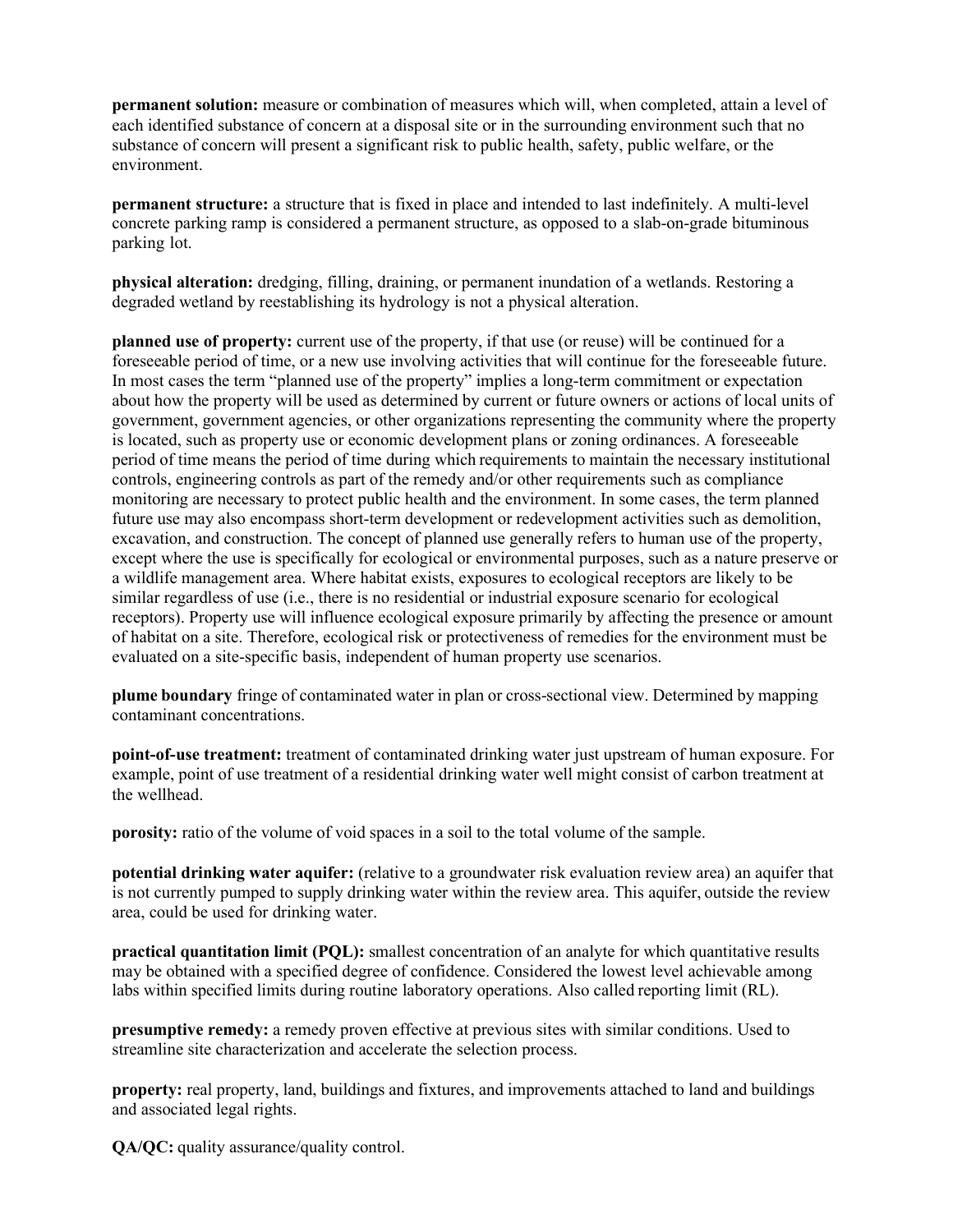**permanent solution:** measure or combination of measures which will, when completed, attain a level of each identified substance of concern at a disposal site or in the surrounding environment such that no substance of concern will present a significant risk to public health, safety, public welfare, or the environment.

**permanent structure:** a structure that is fixed in place and intended to last indefinitely. A multi-level concrete parking ramp is considered a permanent structure, as opposed to a slab-on-grade bituminous parking lot.

**physical alteration:** dredging, filling, draining, or permanent inundation of a wetlands. Restoring a degraded wetland by reestablishing its hydrology is not a physical alteration.

**planned use of property:** current use of the property, if that use (or reuse) will be continued for a foreseeable period of time, or a new use involving activities that will continue for the foreseeable future. In most cases the term "planned use of the property" implies a long-term commitment or expectation about how the property will be used as determined by current or future owners or actions of local units of government, government agencies, or other organizations representing the community where the property is located, such as property use or economic development plans or zoning ordinances. A foreseeable period of time means the period of time during which requirements to maintain the necessary institutional controls, engineering controls as part of the remedy and/or other requirements such as compliance monitoring are necessary to protect public health and the environment. In some cases, the term planned future use may also encompass short-term development or redevelopment activities such as demolition, excavation, and construction. The concept of planned use generally refers to human use of the property, except where the use is specifically for ecological or environmental purposes, such as a nature preserve or a wildlife management area. Where habitat exists, exposures to ecological receptors are likely to be similar regardless of use (i.e., there is no residential or industrial exposure scenario for ecological receptors). Property use will influence ecological exposure primarily by affecting the presence or amount of habitat on a site. Therefore, ecological risk or protectiveness of remedies for the environment must be evaluated on a site-specific basis, independent of human property use scenarios.

**plume boundary** fringe of contaminated water in plan or cross-sectional view. Determined by mapping contaminant concentrations.

**point-of-use treatment:** treatment of contaminated drinking water just upstream of human exposure. For example, point of use treatment of a residential drinking water well might consist of carbon treatment at the wellhead.

**porosity:** ratio of the volume of void spaces in a soil to the total volume of the sample.

**potential drinking water aquifer:** (relative to a groundwater risk evaluation review area) an aquifer that is not currently pumped to supply drinking water within the review area. This aquifer, outside the review area, could be used for drinking water.

**practical quantitation limit (PQL):** smallest concentration of an analyte for which quantitative results may be obtained with a specified degree of confidence. Considered the lowest level achievable among labs within specified limits during routine laboratory operations. Also called reporting limit (RL).

**presumptive remedy:** a remedy proven effective at previous sites with similar conditions. Used to streamline site characterization and accelerate the selection process.

**property:** real property, land, buildings and fixtures, and improvements attached to land and buildings and associated legal rights.

**QA/QC:** quality assurance/quality control.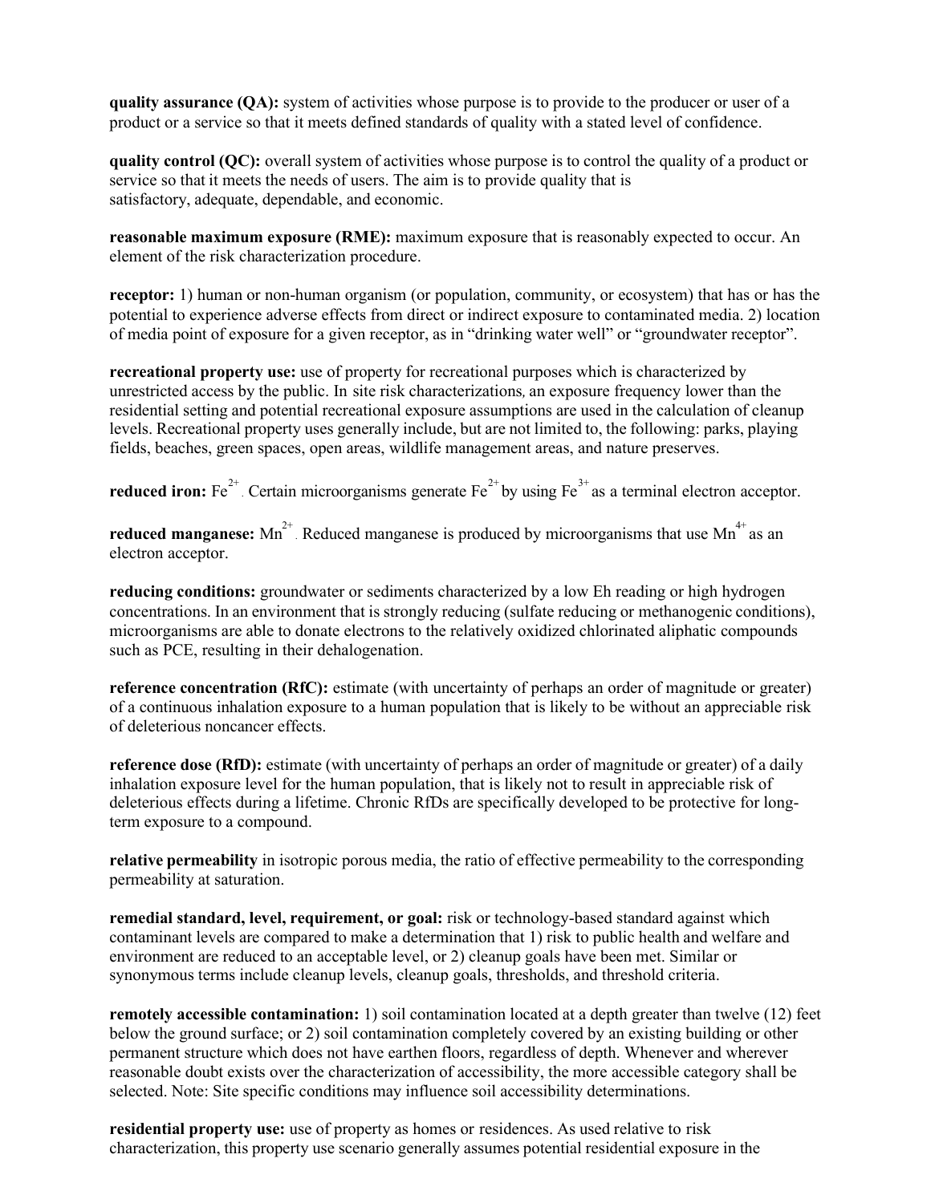**quality assurance (QA):** system of activities whose purpose is to provide to the producer or user of a product or a service so that it meets defined standards of quality with a stated level of confidence.

**quality control (QC):** overall system of activities whose purpose is to control the quality of a product or service so that it meets the needs of users. The aim is to provide quality that is satisfactory, adequate, dependable, and economic.

**reasonable maximum exposure (RME):** maximum exposure that is reasonably expected to occur. An element of the risk characterization procedure.

**receptor:** 1) human or non-human organism (or population, community, or ecosystem) that has or has the potential to experience adverse effects from direct or indirect exposure to contaminated media. 2) location of media point of exposure for a given receptor, as in "drinking water well" or "groundwater receptor".

**recreational property use:** use of property for recreational purposes which is characterized by unrestricted access by the public. In site risk characterizations, an exposure frequency lower than the residential setting and potential recreational exposure assumptions are used in the calculation of cleanup levels. Recreational property uses generally include, but are not limited to, the following: parks, playing fields, beaches, green spaces, open areas, wildlife management areas, and nature preserves.

**reduced iron:** $Fe^{2+}$. Certain microorganisms generate $Fe^{2+}$ by using $Fe^{3+}$ as a terminal electron acceptor.

**reduced manganese:** $Mn^{2+}$. Reduced manganese is produced by microorganisms that use $Mn^{4+}$ as an electron acceptor.

**reducing conditions:** groundwater or sediments characterized by a low Eh reading or high hydrogen concentrations. In an environment that is strongly reducing (sulfate reducing or methanogenic conditions), microorganisms are able to donate electrons to the relatively oxidized chlorinated aliphatic compounds such as PCE, resulting in their dehalogenation.

**reference concentration (RfC):** estimate (with uncertainty of perhaps an order of magnitude or greater) of a continuous inhalation exposure to a human population that is likely to be without an appreciable risk of deleterious noncancer effects.

**reference dose (RfD):** estimate (with uncertainty of perhaps an order of magnitude or greater) of a daily inhalation exposure level for the human population, that is likely not to result in appreciable risk of deleterious effects during a lifetime. Chronic RfDs are specifically developed to be protective for long-term exposure to a compound.

**relative permeability** in isotropic porous media, the ratio of effective permeability to the corresponding permeability at saturation.

**remedial standard, level, requirement, or goal:** risk or technology-based standard against which contaminant levels are compared to make a determination that 1) risk to public health and welfare and environment are reduced to an acceptable level, or 2) cleanup goals have been met. Similar or synonymous terms include cleanup levels, cleanup goals, thresholds, and threshold criteria.

**remotely accessible contamination:** 1) soil contamination located at a depth greater than twelve (12) feet below the ground surface; or 2) soil contamination completely covered by an existing building or other permanent structure which does not have earthen floors, regardless of depth. Whenever and wherever reasonable doubt exists over the characterization of accessibility, the more accessible category shall be selected. Note: Site specific conditions may influence soil accessibility determinations.

**residential property use:** use of property as homes or residences. As used relative to risk characterization, this property use scenario generally assumes potential residential exposure in the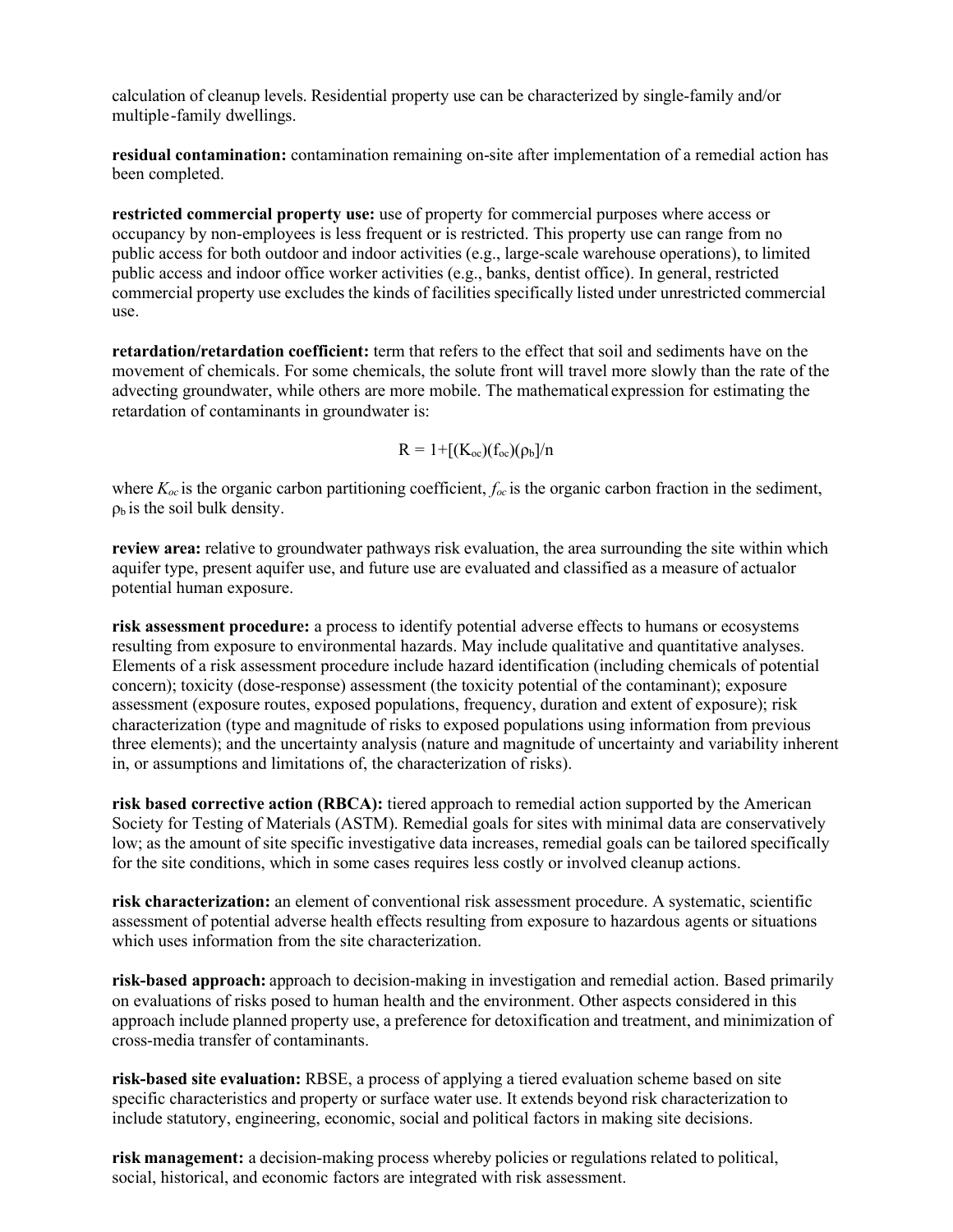calculation of cleanup levels. Residential property use can be characterized by single-family and/or multiple-family dwellings.

**residual contamination:** contamination remaining on-site after implementation of a remedial action has been completed.

**restricted commercial property use:** use of property for commercial purposes where access or occupancy by non-employees is less frequent or is restricted. This property use can range from no public access for both outdoor and indoor activities (e.g., large-scale warehouse operations), to limited public access and indoor office worker activities (e.g., banks, dentist office). In general, restricted commercial property use excludes the kinds of facilities specifically listed under unrestricted commercial use.

**retardation/retardation coefficient:** term that refers to the effect that soil and sediments have on the movement of chemicals. For some chemicals, the solute front will travel more slowly than the rate of the advecting groundwater, while others are more mobile. The mathematical expression for estimating the retardation of contaminants in groundwater is:

$$R = 1+[(K_{oc})(f_{oc})(\rho_b)]/n$$

where $K_{oc}$ is the organic carbon partitioning coefficient, $f_{oc}$ is the organic carbon fraction in the sediment, $\rho_b$ is the soil bulk density.

**review area:** relative to groundwater pathways risk evaluation, the area surrounding the site within which aquifer type, present aquifer use, and future use are evaluated and classified as a measure of actualor potential human exposure.

**risk assessment procedure:** a process to identify potential adverse effects to humans or ecosystems resulting from exposure to environmental hazards. May include qualitative and quantitative analyses. Elements of a risk assessment procedure include hazard identification (including chemicals of potential concern); toxicity (dose-response) assessment (the toxicity potential of the contaminant); exposure assessment (exposure routes, exposed populations, frequency, duration and extent of exposure); risk characterization (type and magnitude of risks to exposed populations using information from previous three elements); and the uncertainty analysis (nature and magnitude of uncertainty and variability inherent in, or assumptions and limitations of, the characterization of risks).

**risk based corrective action (RBCA):** tiered approach to remedial action supported by the American Society for Testing of Materials (ASTM). Remedial goals for sites with minimal data are conservatively low; as the amount of site specific investigative data increases, remedial goals can be tailored specifically for the site conditions, which in some cases requires less costly or involved cleanup actions.

**risk characterization:** an element of conventional risk assessment procedure. A systematic, scientific assessment of potential adverse health effects resulting from exposure to hazardous agents or situations which uses information from the site characterization.

**risk-based approach:** approach to decision-making in investigation and remedial action. Based primarily on evaluations of risks posed to human health and the environment. Other aspects considered in this approach include planned property use, a preference for detoxification and treatment, and minimization of cross-media transfer of contaminants.

**risk-based site evaluation:** RBSE, a process of applying a tiered evaluation scheme based on site specific characteristics and property or surface water use. It extends beyond risk characterization to include statutory, engineering, economic, social and political factors in making site decisions.

**risk management:** a decision-making process whereby policies or regulations related to political, social, historical, and economic factors are integrated with risk assessment.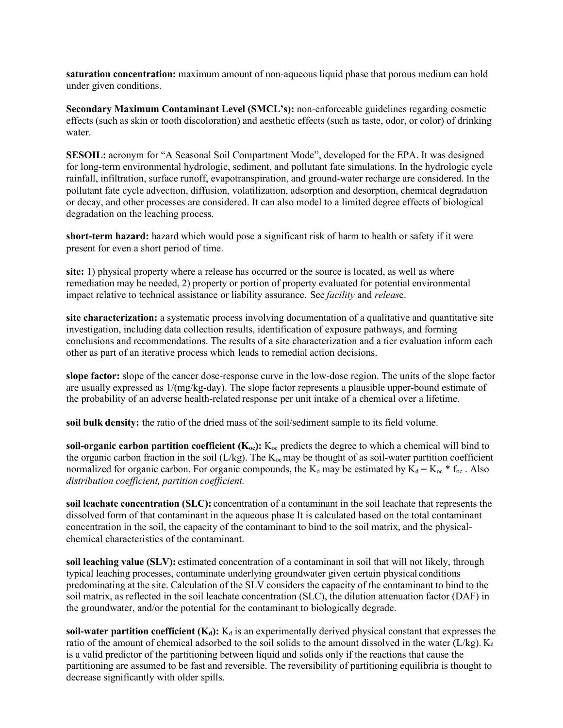**saturation concentration:** maximum amount of non-aqueous liquid phase that porous medium can hold under given conditions.

**Secondary Maximum Contaminant Level (SMCL's):** non-enforceable guidelines regarding cosmetic effects (such as skin or tooth discoloration) and aesthetic effects (such as taste, odor, or color) of drinking water.

**SESOIL:** acronym for "A Seasonal Soil Compartment Mode", developed for the EPA. It was designed for long-term environmental hydrologic, sediment, and pollutant fate simulations. In the hydrologic cycle rainfall, infiltration, surface runoff, evapotranspiration, and ground-water recharge are considered. In the pollutant fate cycle advection, diffusion, volatilization, adsorption and desorption, chemical degradation or decay, and other processes are considered. It can also model to a limited degree effects of biological degradation on the leaching process.

**short-term hazard:** hazard which would pose a significant risk of harm to health or safety if it were present for even a short period of time.

**site:** 1) physical property where a release has occurred or the source is located, as well as where remediation may be needed, 2) property or portion of property evaluated for potential environmental impact relative to technical assistance or liability assurance. See *facility* and *releas*e.

**site characterization:** a systematic process involving documentation of a qualitative and quantitative site investigation, including data collection results, identification of exposure pathways, and forming conclusions and recommendations. The results of a site characterization and a tier evaluation inform each other as part of an iterative process which leads to remedial action decisions.

**slope factor:** slope of the cancer dose-response curve in the low-dose region. The units of the slope factor are usually expressed as 1/(mg/kg-day). The slope factor represents a plausible upper-bound estimate of the probability of an adverse health-related response per unit intake of a chemical over a lifetime.

**soil bulk density:** the ratio of the dried mass of the soil/sediment sample to its field volume.

**soil-organic carbon partition coefficient ($K_{oc}$):** $K_{oc}$ predicts the degree to which a chemical will bind to the organic carbon fraction in the soil (L/kg). The $K_{oc}$ may be thought of as soil-water partition coefficient normalized for organic carbon. For organic compounds, the $K_d$ may be estimated by $K_d = K_{oc} * f_{oc}$ . Also *distribution coefficient, partition coefficient.*

**soil leachate concentration (SLC):** concentration of a contaminant in the soil leachate that represents the dissolved form of that contaminant in the aqueous phase It is calculated based on the total contaminant concentration in the soil, the capacity of the contaminant to bind to the soil matrix, and the physical-chemical characteristics of the contaminant.

**soil leaching value (SLV):** estimated concentration of a contaminant in soil that will not likely, through typical leaching processes, contaminate underlying groundwater given certain physical conditions predominating at the site. Calculation of the SLV considers the capacity of the contaminant to bind to the soil matrix, as reflected in the soil leachate concentration (SLC), the dilution attenuation factor (DAF) in the groundwater, and/or the potential for the contaminant to biologically degrade.

**soil-water partition coefficient ($K_d$):** $K_d$ is an experimentally derived physical constant that expresses the ratio of the amount of chemical adsorbed to the soil solids to the amount dissolved in the water (L/kg). $K_d$ is a valid predictor of the partitioning between liquid and solids only if the reactions that cause the partitioning are assumed to be fast and reversible. The reversibility of partitioning equilibria is thought to decrease significantly with older spills.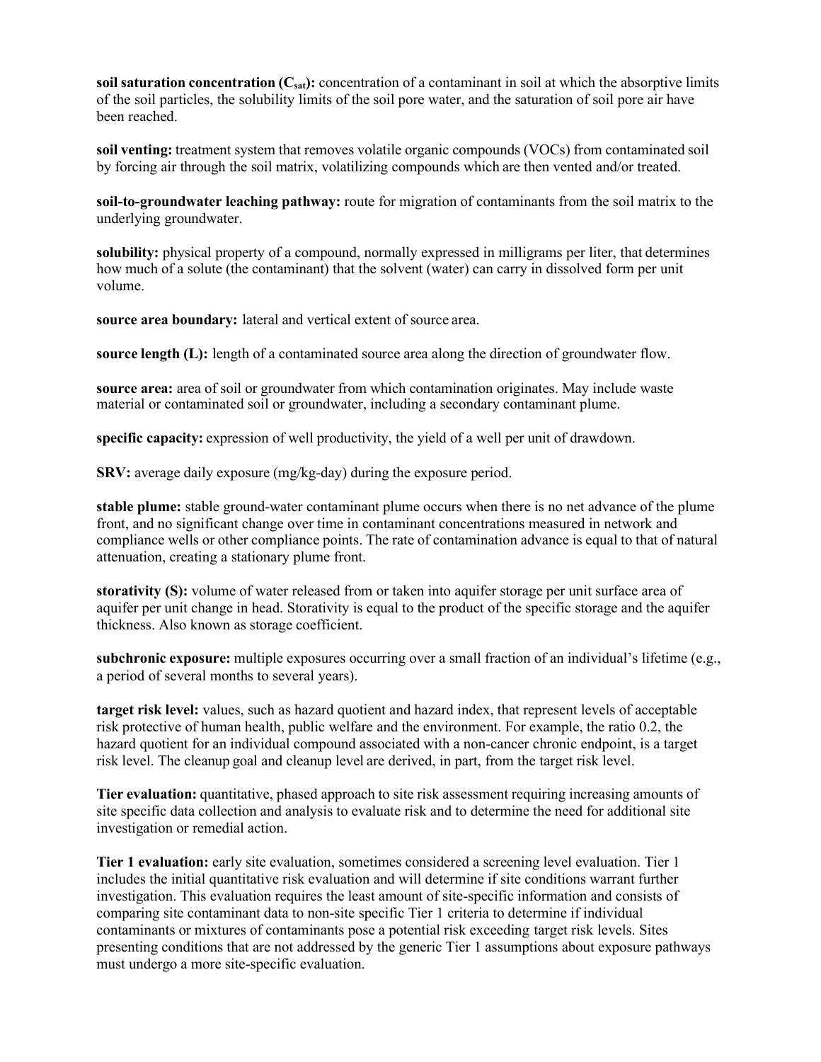**soil saturation concentration ($C_{sat}$):** concentration of a contaminant in soil at which the absorptive limits of the soil particles, the solubility limits of the soil pore water, and the saturation of soil pore air have been reached.

**soil venting:** treatment system that removes volatile organic compounds (VOCs) from contaminated soil by forcing air through the soil matrix, volatilizing compounds which are then vented and/or treated.

**soil-to-groundwater leaching pathway:** route for migration of contaminants from the soil matrix to the underlying groundwater.

**solubility:** physical property of a compound, normally expressed in milligrams per liter, that determines how much of a solute (the contaminant) that the solvent (water) can carry in dissolved form per unit volume.

**source area boundary:** lateral and vertical extent of source area.

**source length (L):** length of a contaminated source area along the direction of groundwater flow.

**source area:** area of soil or groundwater from which contamination originates. May include waste material or contaminated soil or groundwater, including a secondary contaminant plume.

**specific capacity:** expression of well productivity, the yield of a well per unit of drawdown.

**SRV:** average daily exposure (mg/kg-day) during the exposure period.

**stable plume:** stable ground-water contaminant plume occurs when there is no net advance of the plume front, and no significant change over time in contaminant concentrations measured in network and compliance wells or other compliance points. The rate of contamination advance is equal to that of natural attenuation, creating a stationary plume front.

**storativity (S):** volume of water released from or taken into aquifer storage per unit surface area of aquifer per unit change in head. Storativity is equal to the product of the specific storage and the aquifer thickness. Also known as storage coefficient.

**subchronic exposure:** multiple exposures occurring over a small fraction of an individual's lifetime (e.g., a period of several months to several years).

**target risk level:** values, such as hazard quotient and hazard index, that represent levels of acceptable risk protective of human health, public welfare and the environment. For example, the ratio 0.2, the hazard quotient for an individual compound associated with a non-cancer chronic endpoint, is a target risk level. The cleanup goal and cleanup level are derived, in part, from the target risk level.

**Tier evaluation:** quantitative, phased approach to site risk assessment requiring increasing amounts of site specific data collection and analysis to evaluate risk and to determine the need for additional site investigation or remedial action.

**Tier 1 evaluation:** early site evaluation, sometimes considered a screening level evaluation. Tier 1 includes the initial quantitative risk evaluation and will determine if site conditions warrant further investigation. This evaluation requires the least amount of site-specific information and consists of comparing site contaminant data to non-site specific Tier 1 criteria to determine if individual contaminants or mixtures of contaminants pose a potential risk exceeding target risk levels. Sites presenting conditions that are not addressed by the generic Tier 1 assumptions about exposure pathways must undergo a more site-specific evaluation.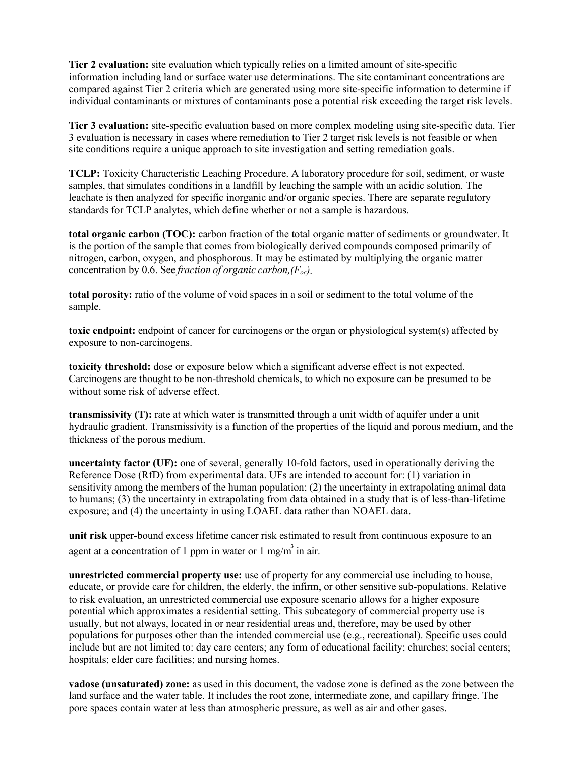**Tier 2 evaluation:** site evaluation which typically relies on a limited amount of site-specific information including land or surface water use determinations. The site contaminant concentrations are compared against Tier 2 criteria which are generated using more site-specific information to determine if individual contaminants or mixtures of contaminants pose a potential risk exceeding the target risk levels.

**Tier 3 evaluation:** site-specific evaluation based on more complex modeling using site-specific data. Tier 3 evaluation is necessary in cases where remediation to Tier 2 target risk levels is not feasible or when site conditions require a unique approach to site investigation and setting remediation goals.

**TCLP:** Toxicity Characteristic Leaching Procedure. A laboratory procedure for soil, sediment, or waste samples, that simulates conditions in a landfill by leaching the sample with an acidic solution. The leachate is then analyzed for specific inorganic and/or organic species. There are separate regulatory standards for TCLP analytes, which define whether or not a sample is hazardous.

**total organic carbon (TOC):** carbon fraction of the total organic matter of sediments or groundwater. It is the portion of the sample that comes from biologically derived compounds composed primarily of nitrogen, carbon, oxygen, and phosphorous. It may be estimated by multiplying the organic matter concentration by 0.6. See *fraction of organic carbon,($F_{oc}$).*

**total porosity:** ratio of the volume of void spaces in a soil or sediment to the total volume of the sample.

**toxic endpoint:** endpoint of cancer for carcinogens or the organ or physiological system(s) affected by exposure to non-carcinogens.

**toxicity threshold:** dose or exposure below which a significant adverse effect is not expected. Carcinogens are thought to be non-threshold chemicals, to which no exposure can be presumed to be without some risk of adverse effect.

**transmissivity (T):** rate at which water is transmitted through a unit width of aquifer under a unit hydraulic gradient. Transmissivity is a function of the properties of the liquid and porous medium, and the thickness of the porous medium.

**uncertainty factor (UF):** one of several, generally 10-fold factors, used in operationally deriving the Reference Dose (RfD) from experimental data. UFs are intended to account for: (1) variation in sensitivity among the members of the human population; (2) the uncertainty in extrapolating animal data to humans; (3) the uncertainty in extrapolating from data obtained in a study that is of less-than-lifetime exposure; and (4) the uncertainty in using LOAEL data rather than NOAEL data.

**unit risk** upper-bound excess lifetime cancer risk estimated to result from continuous exposure to an agent at a concentration of 1 ppm in water or 1 $mg/m^3$ in air.

**unrestricted commercial property use:** use of property for any commercial use including to house, educate, or provide care for children, the elderly, the infirm, or other sensitive sub-populations. Relative to risk evaluation, an unrestricted commercial use exposure scenario allows for a higher exposure potential which approximates a residential setting. This subcategory of commercial property use is usually, but not always, located in or near residential areas and, therefore, may be used by other populations for purposes other than the intended commercial use (e.g., recreational). Specific uses could include but are not limited to: day care centers; any form of educational facility; churches; social centers; hospitals; elder care facilities; and nursing homes.

**vadose (unsaturated) zone:** as used in this document, the vadose zone is defined as the zone between the land surface and the water table. It includes the root zone, intermediate zone, and capillary fringe. The pore spaces contain water at less than atmospheric pressure, as well as air and other gases.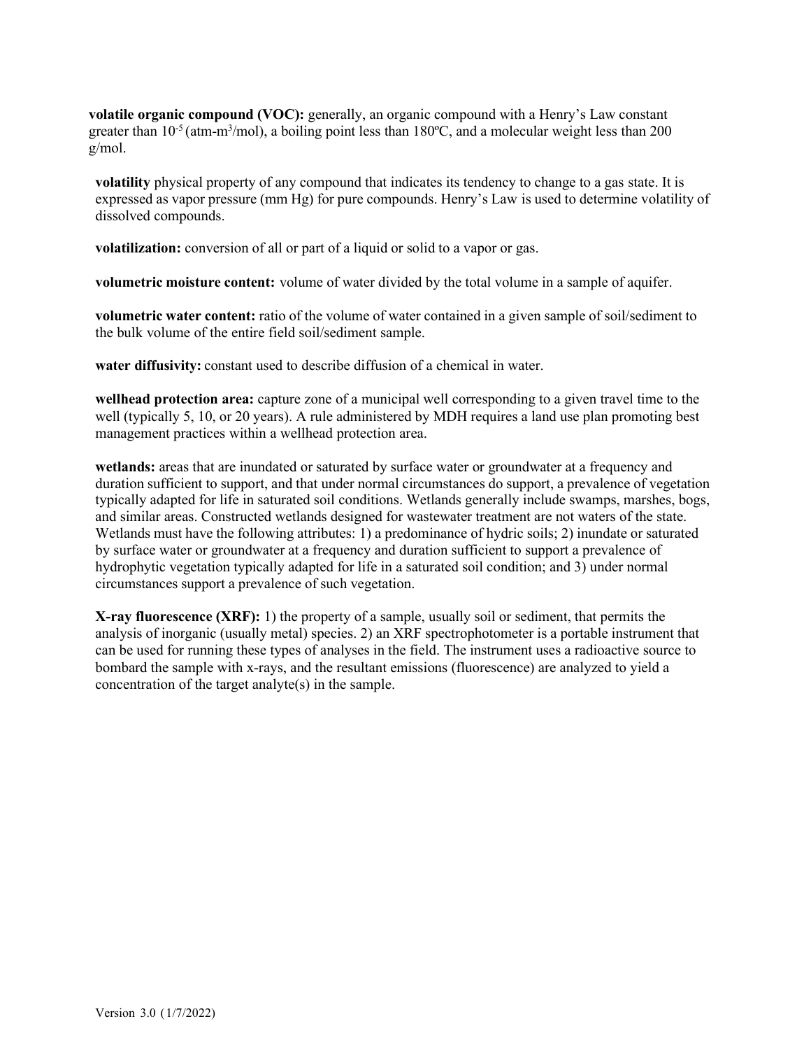**volatile organic compound (VOC):** generally, an organic compound with a Henry's Law constant greater than $10^{-5}$ (atm-m$^3$/mol), a boiling point less than 180ºC, and a molecular weight less than 200 g/mol.

**volatility** physical property of any compound that indicates its tendency to change to a gas state. It is expressed as vapor pressure (mm Hg) for pure compounds. Henry's Law is used to determine volatility of dissolved compounds.

**volatilization:** conversion of all or part of a liquid or solid to a vapor or gas.

**volumetric moisture content:** volume of water divided by the total volume in a sample of aquifer.

**volumetric water content:** ratio of the volume of water contained in a given sample of soil/sediment to the bulk volume of the entire field soil/sediment sample.

**water diffusivity:** constant used to describe diffusion of a chemical in water.

**wellhead protection area:** capture zone of a municipal well corresponding to a given travel time to the well (typically 5, 10, or 20 years). A rule administered by MDH requires a land use plan promoting best management practices within a wellhead protection area.

**wetlands:** areas that are inundated or saturated by surface water or groundwater at a frequency and duration sufficient to support, and that under normal circumstances do support, a prevalence of vegetation typically adapted for life in saturated soil conditions. Wetlands generally include swamps, marshes, bogs, and similar areas. Constructed wetlands designed for wastewater treatment are not waters of the state. Wetlands must have the following attributes: 1) a predominance of hydric soils; 2) inundate or saturated by surface water or groundwater at a frequency and duration sufficient to support a prevalence of hydrophytic vegetation typically adapted for life in a saturated soil condition; and 3) under normal circumstances support a prevalence of such vegetation.

**X-ray fluorescence (XRF):** 1) the property of a sample, usually soil or sediment, that permits the analysis of inorganic (usually metal) species. 2) an XRF spectrophotometer is a portable instrument that can be used for running these types of analyses in the field. The instrument uses a radioactive source to bombard the sample with x-rays, and the resultant emissions (fluorescence) are analyzed to yield a concentration of the target analyte(s) in the sample.